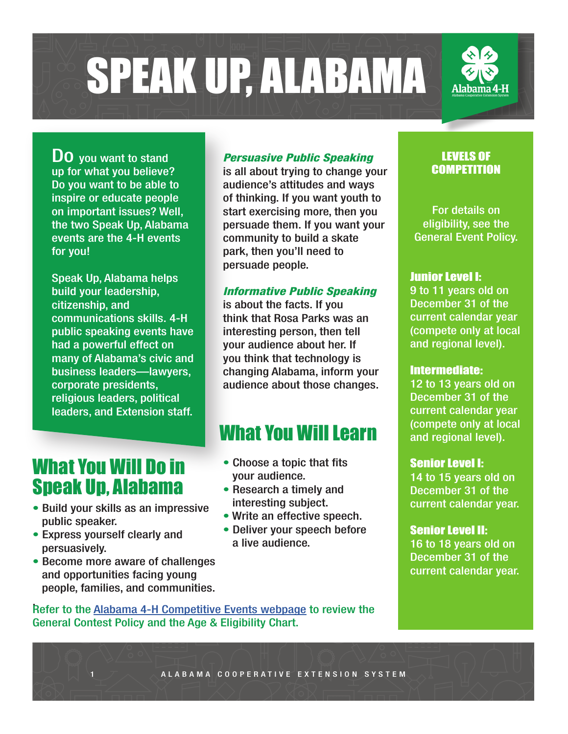# SPEAK UP, ALABAMA

Alabama 4-H

Do you want to stand up for what you believe? Do you want to be able to inspire or educate people on important issues? Well, the two Speak Up, Alabama events are the 4-H events for you!

Speak Up, Alabama helps build your leadership, citizenship, and communications skills. 4-H public speaking events have had a powerful effect on many of Alabama's civic and business leaders—lawyers, corporate presidents, religious leaders, political leaders, and Extension staff.

## What You Will Do in Speak Up, Alabama

- Build your skills as an impressive public speaker.
- Express yourself clearly and persuasively.
- Become more aware of challenges and opportunities facing young people, families, and communities.

***Persuasive Public Speaking*** is all about trying to change your audience's attitudes and ways of thinking. If you want youth to start exercising more, then you persuade them. If you want your community to build a skate park, then you'll need to persuade people.

***Informative Public Speaking*** is about the facts. If you think that Rosa Parks was an interesting person, then tell your audience about her. If you think that technology is changing Alabama, inform your audience about those changes.

## What You Will Learn

- Choose a topic that fits your audience.
- Research a timely and interesting subject.
- Write an effective speech.
- Deliver your speech before a live audience.

Refer to the [Alabama 4-H Competitive Events webpage] to review the General Contest Policy and the Age & Eligibility Chart.

### LEVELS OF COMPETITION

For details on eligibility, see the General Event Policy.

**Junior Level I:**
9 to 11 years old on December 31 of the current calendar year (compete only at local and regional level).

**Intermediate:**
12 to 13 years old on December 31 of the current calendar year (compete only at local and regional level).

**Senior Level I:**
14 to 15 years old on December 31 of the current calendar year.

**Senior Level II:**
16 to 18 years old on December 31 of the current calendar year.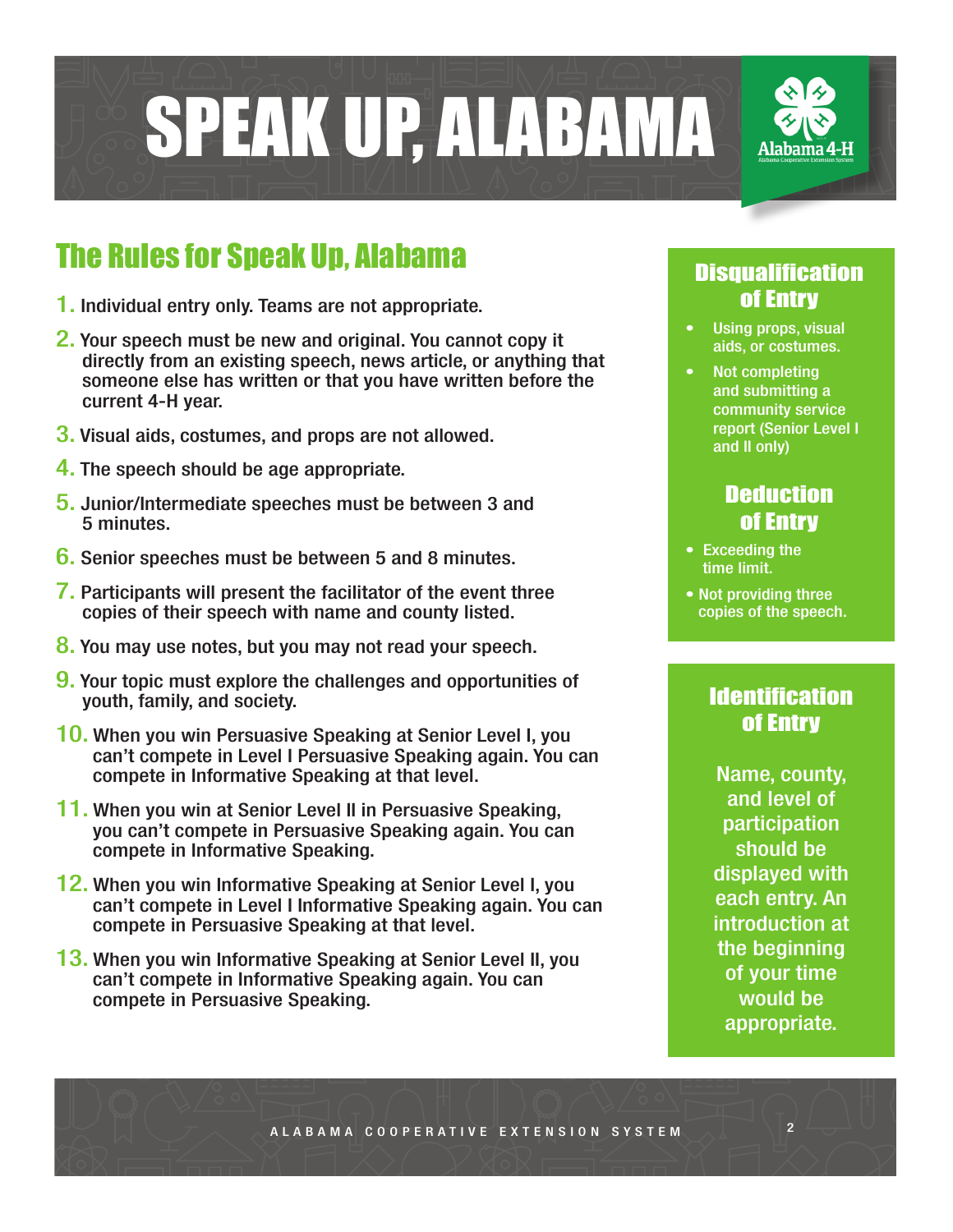# SPEAK UP, ALABAMA

## The Rules for Speak Up, Alabama

1. Individual entry only. Teams are not appropriate.
2. Your speech must be new and original. You cannot copy it directly from an existing speech, news article, or anything that someone else has written or that you have written before the current 4-H year.
3. Visual aids, costumes, and props are not allowed.
4. The speech should be age appropriate.
5. Junior/Intermediate speeches must be between 3 and 5 minutes.
6. Senior speeches must be between 5 and 8 minutes.
7. Participants will present the facilitator of the event three copies of their speech with name and county listed.
8. You may use notes, but you may not read your speech.
9. Your topic must explore the challenges and opportunities of youth, family, and society.
10. When you win Persuasive Speaking at Senior Level I, you can't compete in Level I Persuasive Speaking again. You can compete in Informative Speaking at that level.
11. When you win at Senior Level II in Persuasive Speaking, you can't compete in Persuasive Speaking again. You can compete in Informative Speaking.
12. When you win Informative Speaking at Senior Level I, you can't compete in Level I Informative Speaking again. You can compete in Persuasive Speaking at that level.
13. When you win Informative Speaking at Senior Level II, you can't compete in Informative Speaking again. You can compete in Persuasive Speaking.

### Disqualification of Entry

- Using props, visual aids, or costumes.
- Not completing and submitting a community service report (Senior Level I and II only)

### Deduction of Entry

- Exceeding the time limit.
- Not providing three copies of the speech.

### Identification of Entry

Name, county, and level of participation should be displayed with each entry. An introduction at the beginning of your time would be appropriate.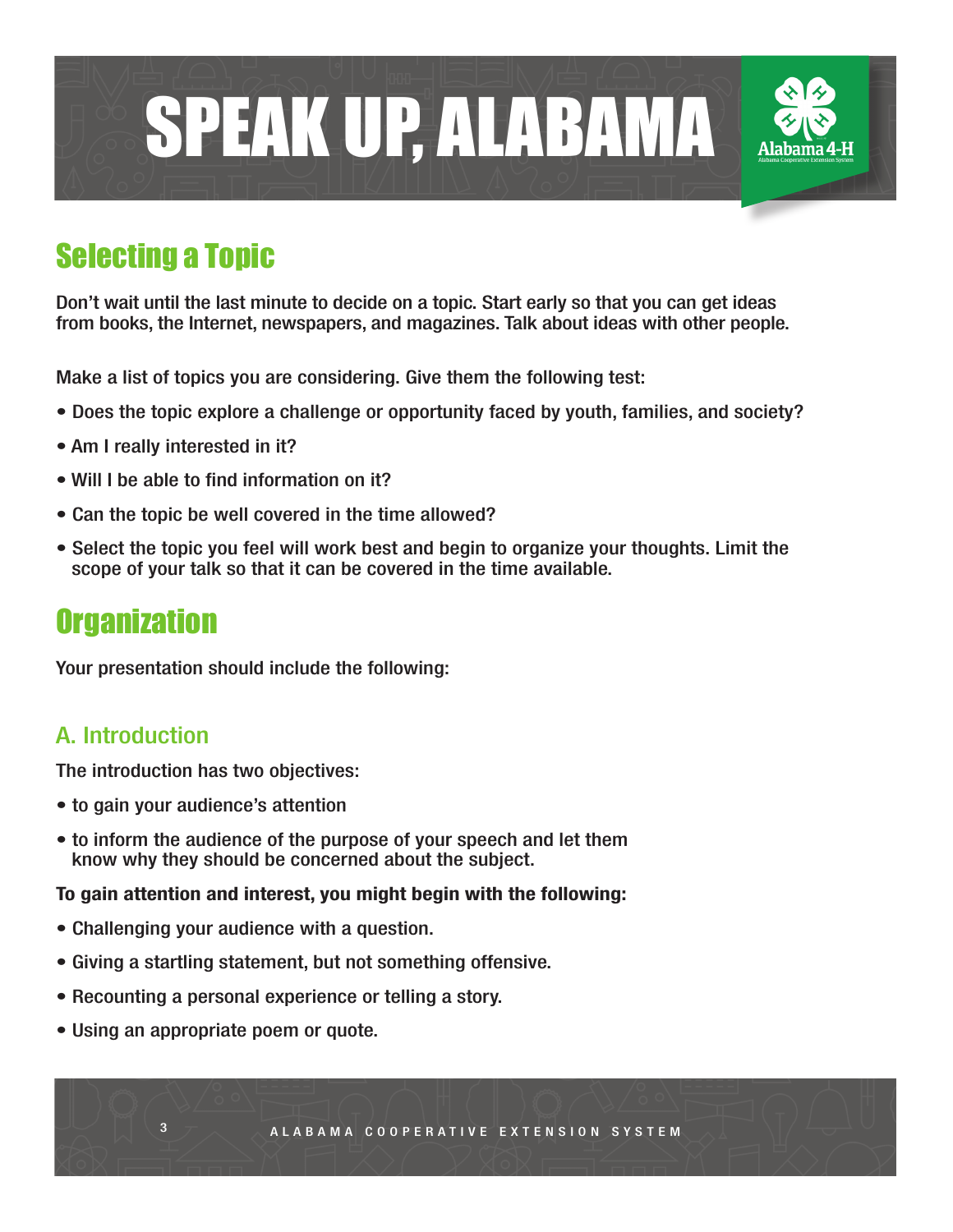# SPEAK UP, ALABAMA

## Selecting a Topic

Don't wait until the last minute to decide on a topic. Start early so that you can get ideas from books, the Internet, newspapers, and magazines. Talk about ideas with other people.

Make a list of topics you are considering. Give them the following test:

- Does the topic explore a challenge or opportunity faced by youth, families, and society?
- Am I really interested in it?
- Will I be able to find information on it?
- Can the topic be well covered in the time allowed?
- Select the topic you feel will work best and begin to organize your thoughts. Limit the scope of your talk so that it can be covered in the time available.

## Organization

Your presentation should include the following:

### A. Introduction

The introduction has two objectives:

- to gain your audience's attention
- to inform the audience of the purpose of your speech and let them know why they should be concerned about the subject.

**To gain attention and interest, you might begin with the following:**

- Challenging your audience with a question.
- Giving a startling statement, but not something offensive.
- Recounting a personal experience or telling a story.
- Using an appropriate poem or quote.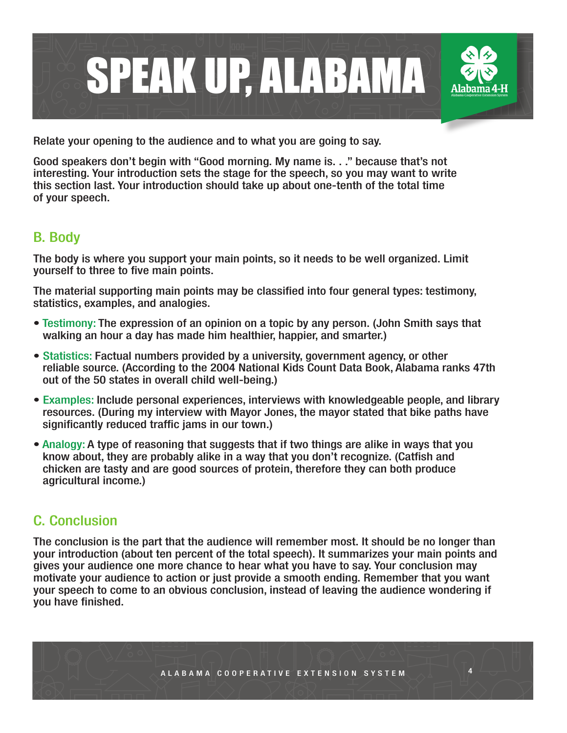Relate your opening to the audience and to what you are going to say.

Good speakers don't begin with "Good morning. My name is. . ." because that's not interesting. Your introduction sets the stage for the speech, so you may want to write this section last. Your introduction should take up about one-tenth of the total time of your speech.

## B. Body

The body is where you support your main points, so it needs to be well organized. Limit yourself to three to five main points.

The material supporting main points may be classified into four general types: testimony, statistics, examples, and analogies.

- Testimony: The expression of an opinion on a topic by any person. (John Smith says that walking an hour a day has made him healthier, happier, and smarter.)
- Statistics: Factual numbers provided by a university, government agency, or other reliable source. (According to the 2004 National Kids Count Data Book, Alabama ranks 47th out of the 50 states in overall child well-being.)
- Examples: Include personal experiences, interviews with knowledgeable people, and library resources. (During my interview with Mayor Jones, the mayor stated that bike paths have significantly reduced traffic jams in our town.)
- Analogy: A type of reasoning that suggests that if two things are alike in ways that you know about, they are probably alike in a way that you don't recognize. (Catfish and chicken are tasty and are good sources of protein, therefore they can both produce agricultural income.)

## C. Conclusion

The conclusion is the part that the audience will remember most. It should be no longer than your introduction (about ten percent of the total speech). It summarizes your main points and gives your audience one more chance to hear what you have to say. Your conclusion may motivate your audience to action or just provide a smooth ending. Remember that you want your speech to come to an obvious conclusion, instead of leaving the audience wondering if you have finished.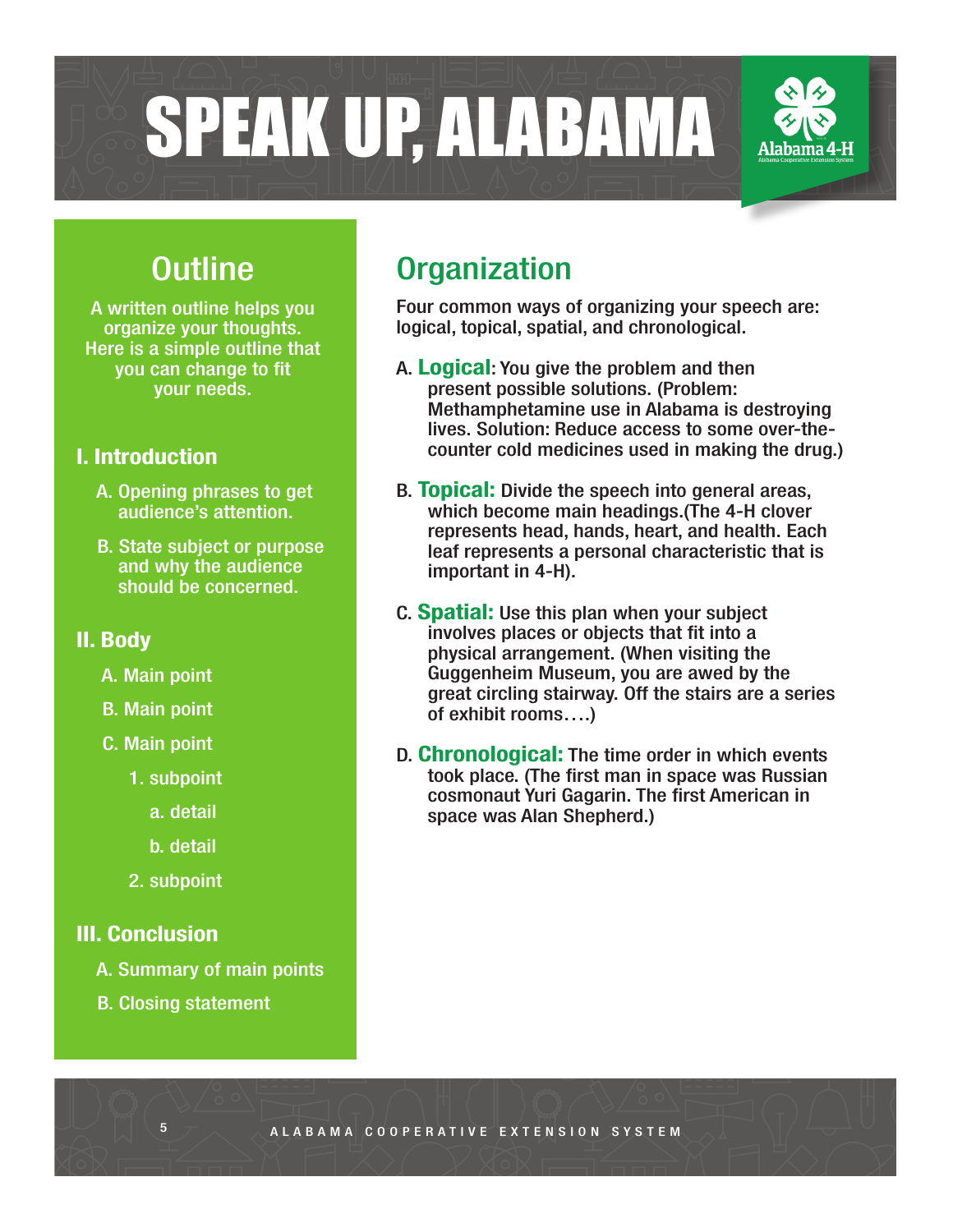# SPEAK UP, ALABAMA

## Outline

A written outline helps you organize your thoughts. Here is a simple outline that you can change to fit your needs.

### I. Introduction

- A. Opening phrases to get audience's attention.
- B. State subject or purpose and why the audience should be concerned.

### II. Body

- A. Main point
- B. Main point
- C. Main point
  - 1. subpoint
    - a. detail
    - b. detail
  - 2. subpoint

### III. Conclusion

- A. Summary of main points
- B. Closing statement

## Organization

Four common ways of organizing your speech are: logical, topical, spatial, and chronological.

A. **Logical**: You give the problem and then present possible solutions. (Problem: Methamphetamine use in Alabama is destroying lives. Solution: Reduce access to some over-the-counter cold medicines used in making the drug.)

B. **Topical:** Divide the speech into general areas, which become main headings.(The 4-H clover represents head, hands, heart, and health. Each leaf represents a personal characteristic that is important in 4-H).

C. **Spatial:** Use this plan when your subject involves places or objects that fit into a physical arrangement. (When visiting the Guggenheim Museum, you are awed by the great circling stairway. Off the stairs are a series of exhibit rooms….)

D. **Chronological:** The time order in which events took place. (The first man in space was Russian cosmonaut Yuri Gagarin. The first American in space was Alan Shepherd.)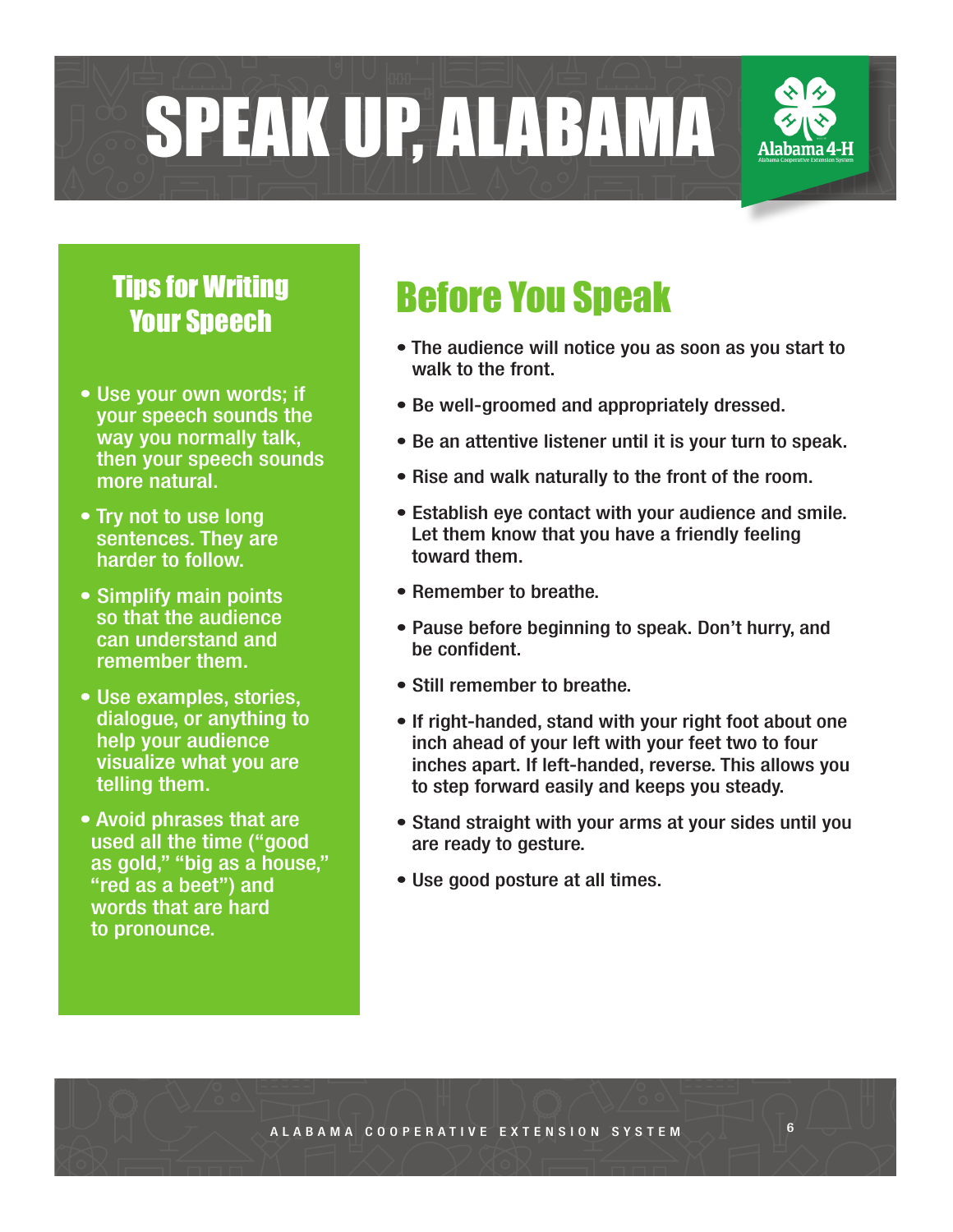# SPEAK UP, ALABAMA

## Tips for Writing Your Speech

- Use your own words; if your speech sounds the way you normally talk, then your speech sounds more natural.
- Try not to use long sentences. They are harder to follow.
- Simplify main points so that the audience can understand and remember them.
- Use examples, stories, dialogue, or anything to help your audience visualize what you are telling them.
- Avoid phrases that are used all the time ("good as gold," "big as a house," "red as a beet") and words that are hard to pronounce.

## Before You Speak

- The audience will notice you as soon as you start to walk to the front.
- Be well-groomed and appropriately dressed.
- Be an attentive listener until it is your turn to speak.
- Rise and walk naturally to the front of the room.
- Establish eye contact with your audience and smile. Let them know that you have a friendly feeling toward them.
- Remember to breathe.
- Pause before beginning to speak. Don't hurry, and be confident.
- Still remember to breathe.
- If right-handed, stand with your right foot about one inch ahead of your left with your feet two to four inches apart. If left-handed, reverse. This allows you to step forward easily and keeps you steady.
- Stand straight with your arms at your sides until you are ready to gesture.
- Use good posture at all times.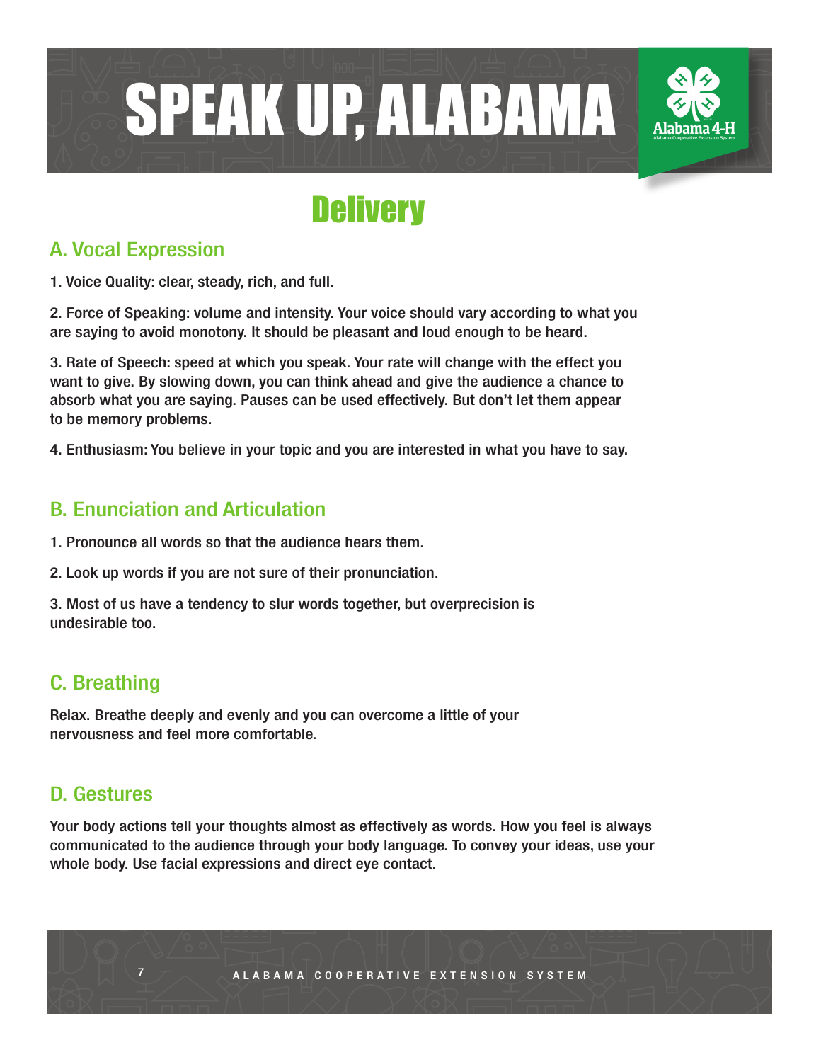# Delivery

## A. Vocal Expression

1. Voice Quality: clear, steady, rich, and full.

2. Force of Speaking: volume and intensity. Your voice should vary according to what you are saying to avoid monotony. It should be pleasant and loud enough to be heard.

3. Rate of Speech: speed at which you speak. Your rate will change with the effect you want to give. By slowing down, you can think ahead and give the audience a chance to absorb what you are saying. Pauses can be used effectively. But don't let them appear to be memory problems.

4. Enthusiasm: You believe in your topic and you are interested in what you have to say.

## B. Enunciation and Articulation

1. Pronounce all words so that the audience hears them.

2. Look up words if you are not sure of their pronunciation.

3. Most of us have a tendency to slur words together, but overprecision is undesirable too.

## C. Breathing

Relax. Breathe deeply and evenly and you can overcome a little of your nervousness and feel more comfortable.

## D. Gestures

Your body actions tell your thoughts almost as effectively as words. How you feel is always communicated to the audience through your body language. To convey your ideas, use your whole body. Use facial expressions and direct eye contact.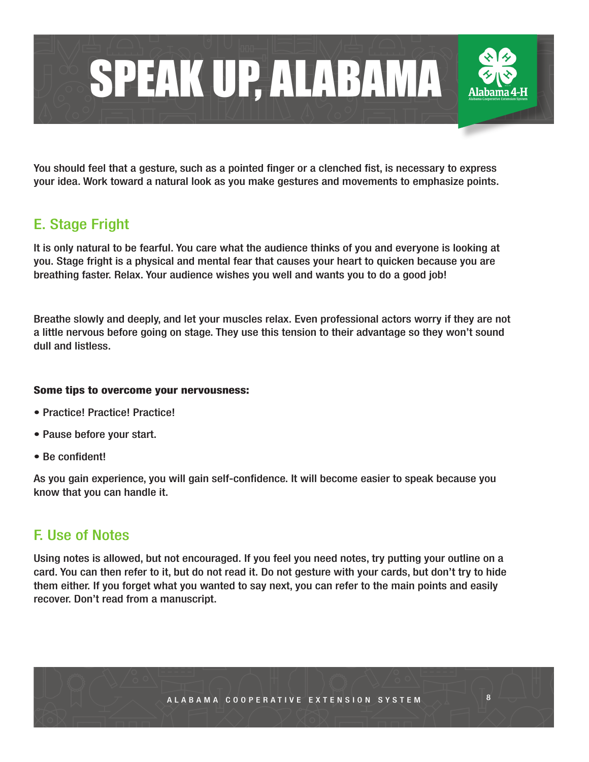You should feel that a gesture, such as a pointed finger or a clenched fist, is necessary to express your idea. Work toward a natural look as you make gestures and movements to emphasize points.

## E. Stage Fright

It is only natural to be fearful. You care what the audience thinks of you and everyone is looking at you. Stage fright is a physical and mental fear that causes your heart to quicken because you are breathing faster. Relax. Your audience wishes you well and wants you to do a good job!

Breathe slowly and deeply, and let your muscles relax. Even professional actors worry if they are not a little nervous before going on stage. They use this tension to their advantage so they won't sound dull and listless.

**Some tips to overcome your nervousness:**

- Practice! Practice! Practice!
- Pause before your start.
- Be confident!

As you gain experience, you will gain self-confidence. It will become easier to speak because you know that you can handle it.

## F. Use of Notes

Using notes is allowed, but not encouraged. If you feel you need notes, try putting your outline on a card. You can then refer to it, but do not read it. Do not gesture with your cards, but don't try to hide them either. If you forget what you wanted to say next, you can refer to the main points and easily recover. Don't read from a manuscript.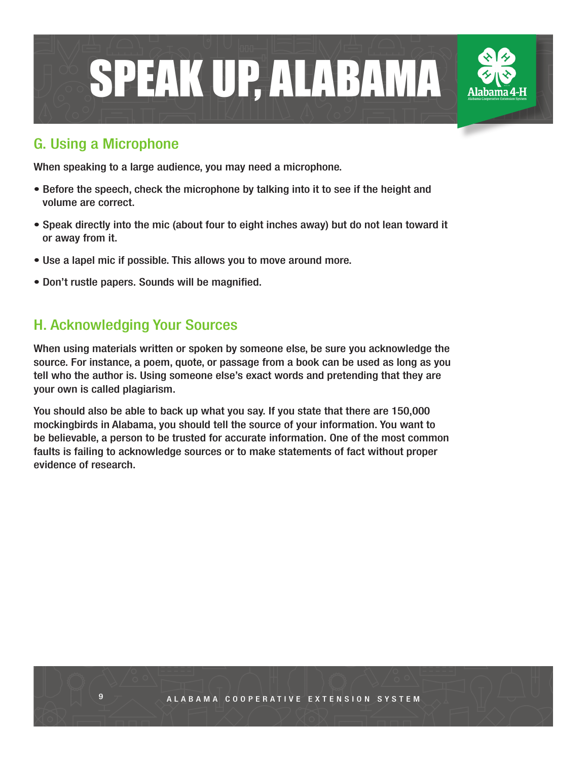## G. Using a Microphone

When speaking to a large audience, you may need a microphone.

- Before the speech, check the microphone by talking into it to see if the height and volume are correct.
- Speak directly into the mic (about four to eight inches away) but do not lean toward it or away from it.
- Use a lapel mic if possible. This allows you to move around more.
- Don't rustle papers. Sounds will be magnified.

## H. Acknowledging Your Sources

When using materials written or spoken by someone else, be sure you acknowledge the source. For instance, a poem, quote, or passage from a book can be used as long as you tell who the author is. Using someone else's exact words and pretending that they are your own is called plagiarism.

You should also be able to back up what you say. If you state that there are 150,000 mockingbirds in Alabama, you should tell the source of your information. You want to be believable, a person to be trusted for accurate information. One of the most common faults is failing to acknowledge sources or to make statements of fact without proper evidence of research.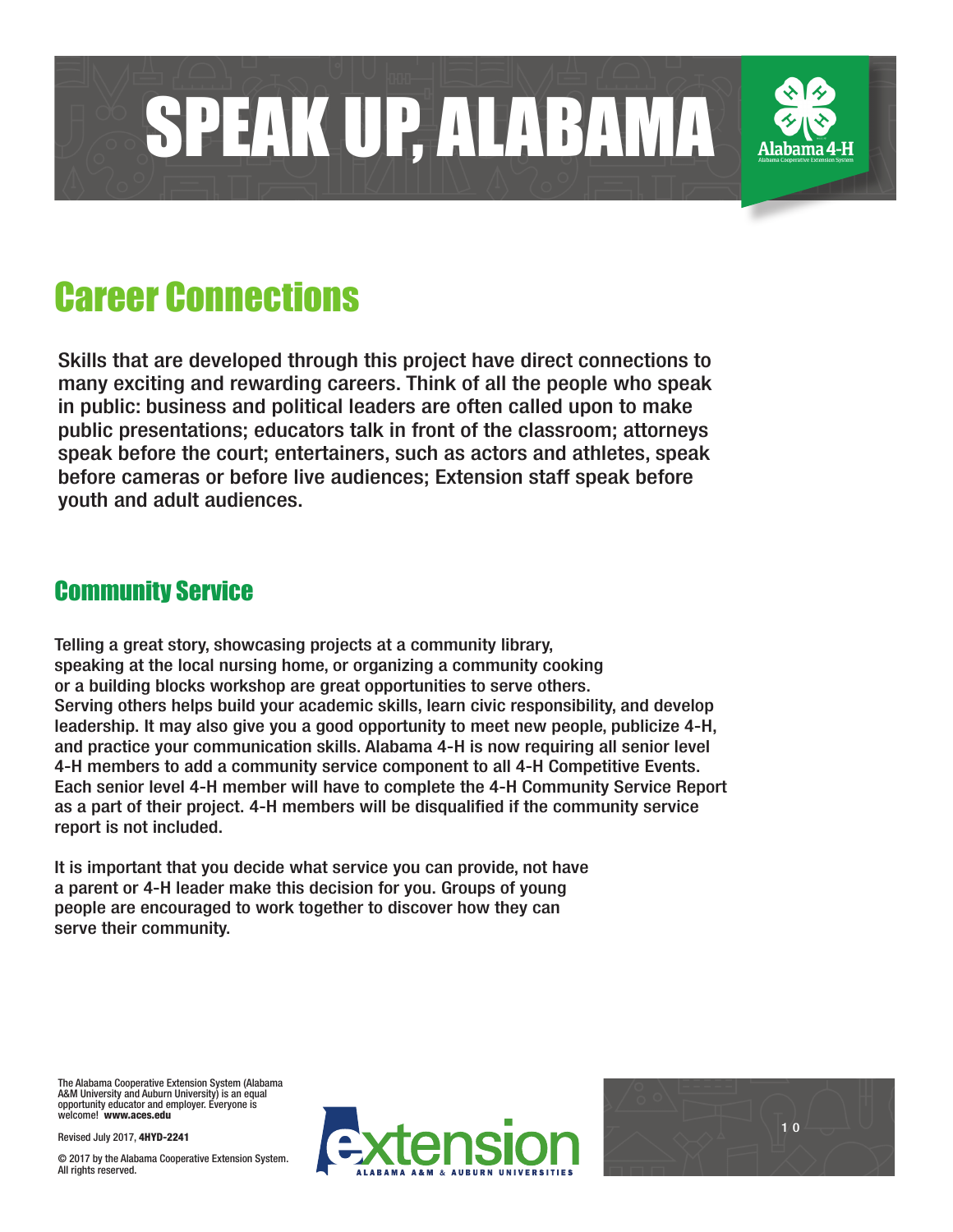# SPEAK UP, ALABAMA

## Career Connections

Skills that are developed through this project have direct connections to many exciting and rewarding careers. Think of all the people who speak in public: business and political leaders are often called upon to make public presentations; educators talk in front of the classroom; attorneys speak before the court; entertainers, such as actors and athletes, speak before cameras or before live audiences; Extension staff speak before youth and adult audiences.

### Community Service

Telling a great story, showcasing projects at a community library, speaking at the local nursing home, or organizing a community cooking or a building blocks workshop are great opportunities to serve others. Serving others helps build your academic skills, learn civic responsibility, and develop leadership. It may also give you a good opportunity to meet new people, publicize 4-H, and practice your communication skills. Alabama 4-H is now requiring all senior level 4-H members to add a community service component to all 4-H Competitive Events. Each senior level 4-H member will have to complete the 4-H Community Service Report as a part of their project. 4-H members will be disqualified if the community service report is not included.

It is important that you decide what service you can provide, not have a parent or 4-H leader make this decision for you. Groups of young people are encouraged to work together to discover how they can serve their community.

The Alabama Cooperative Extension System (Alabama A&M University and Auburn University) is an equal opportunity educator and employer. Everyone is welcome! **www.aces.edu**

Revised July 2017, **4HYD-2241**

© 2017 by the Alabama Cooperative Extension System. All rights reserved.